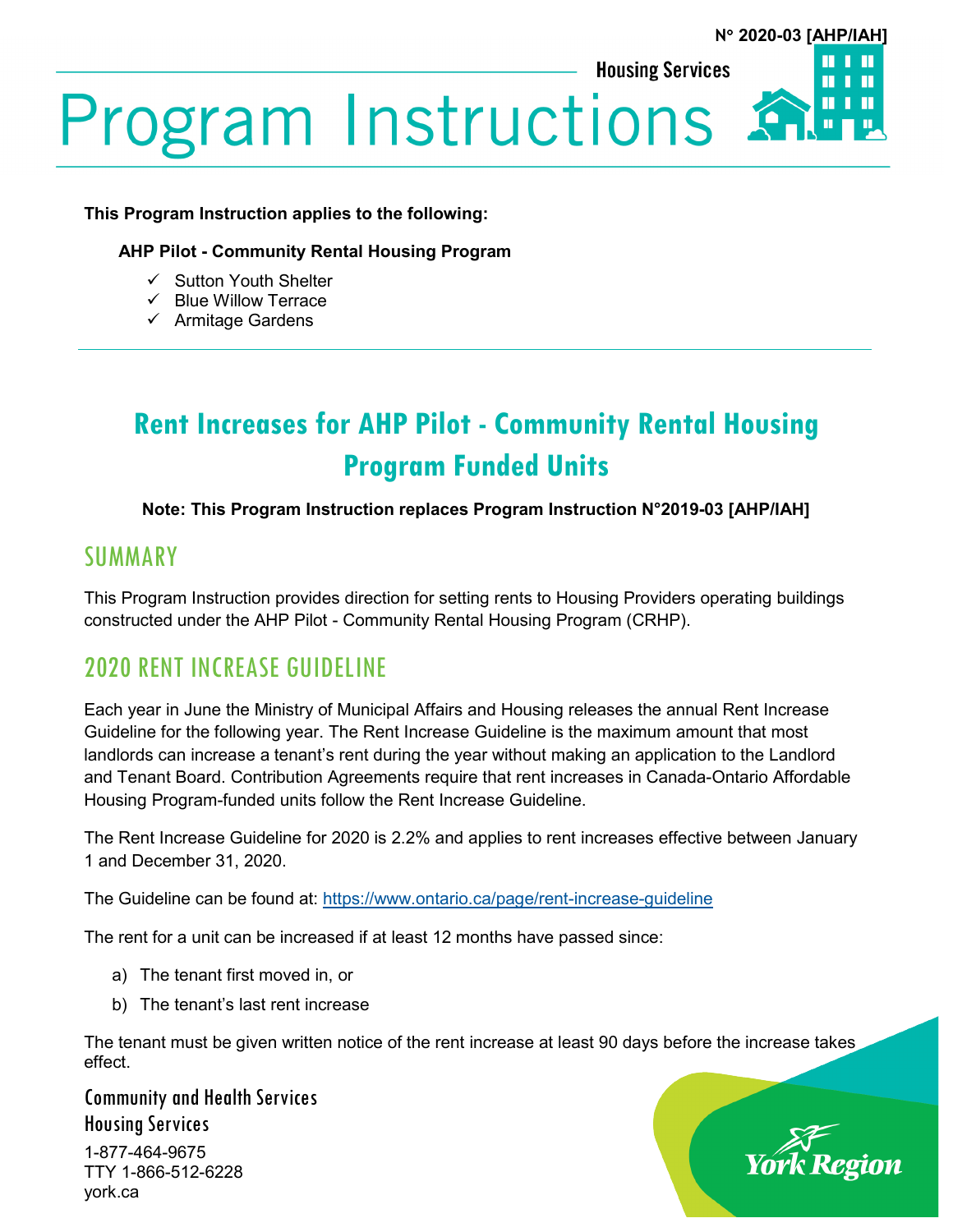N° 2020-03 [AHP/IAH]

Housing Services

# Program Instructions

**This Program Instruction applies to the following:**

**AHP Pilot - Community Rental Housing Program**

- ✓ Sutton Youth Shelter
- ✓ Blue Willow Terrace
- ✓ Armitage Gardens

## Rent Increases for AHP Pilot - Community Rental Housing Program Funded Units

**Note: This Program Instruction replaces Program Instruction N°2019-03 [AHP/IAH]**

## SUMMARY

This Program Instruction provides direction for setting rents to Housing Providers operating buildings constructed under the AHP Pilot - Community Rental Housing Program (CRHP).

## 2020 RENT INCREASE GUIDELINE

Each year in June the Ministry of Municipal Affairs and Housing releases the annual Rent Increase Guideline for the following year. The Rent Increase Guideline is the maximum amount that most landlords can increase a tenant's rent during the year without making an application to the Landlord and Tenant Board. Contribution Agreements require that rent increases in Canada-Ontario Affordable Housing Program-funded units follow the Rent Increase Guideline.

The Rent Increase Guideline for 2020 is 2.2% and applies to rent increases effective between January 1 and December 31, 2020.

The Guideline can be found at: https://www.ontario.ca/page/rent-increase-guideline

The rent for a unit can be increased if at least 12 months have passed since:

a) The tenant first moved in, or

b) The tenant's last rent increase

The tenant must be given written notice of the rent increase at least 90 days before the increase takes effect.

Community and Health Services
Housing Services
1-877-464-9675
TTY 1-866-512-6228
york.ca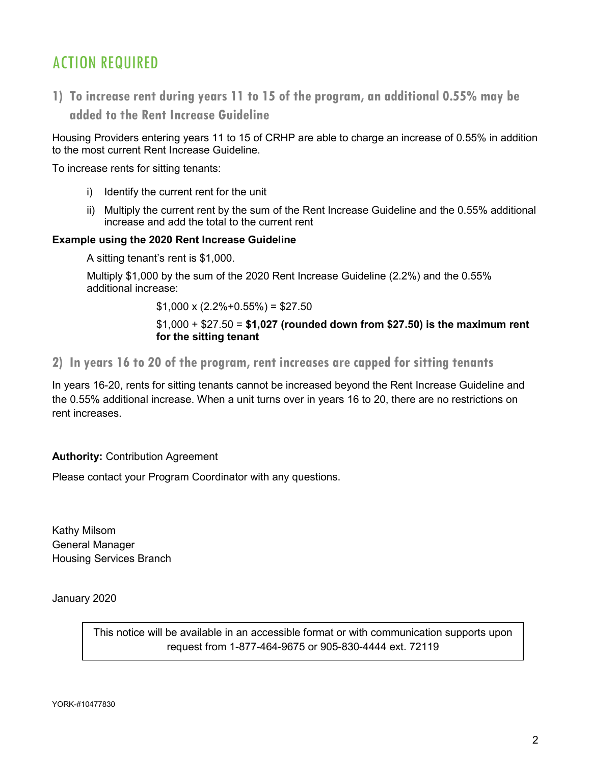## ACTION REQUIRED

### 1) To increase rent during years 11 to 15 of the program, an additional 0.55% may be added to the Rent Increase Guideline

Housing Providers entering years 11 to 15 of CRHP are able to charge an increase of 0.55% in addition to the most current Rent Increase Guideline.

To increase rents for sitting tenants:

i) Identify the current rent for the unit

ii) Multiply the current rent by the sum of the Rent Increase Guideline and the 0.55% additional increase and add the total to the current rent

**Example using the 2020 Rent Increase Guideline**

A sitting tenant's rent is $1,000.

Multiply $1,000 by the sum of the 2020 Rent Increase Guideline (2.2%) and the 0.55% additional increase:

$1,000 x (2.2%+0.55%) = $27.50

$1,000 + $27.50 = **$1,027 (rounded down from $27.50) is the maximum rent for the sitting tenant**

### 2) In years 16 to 20 of the program, rent increases are capped for sitting tenants

In years 16-20, rents for sitting tenants cannot be increased beyond the Rent Increase Guideline and the 0.55% additional increase. When a unit turns over in years 16 to 20, there are no restrictions on rent increases.

**Authority:** Contribution Agreement

Please contact your Program Coordinator with any questions.

Kathy Milsom
General Manager
Housing Services Branch

January 2020

This notice will be available in an accessible format or with communication supports upon request from 1-877-464-9675 or 905-830-4444 ext. 72119

YORK-#10477830